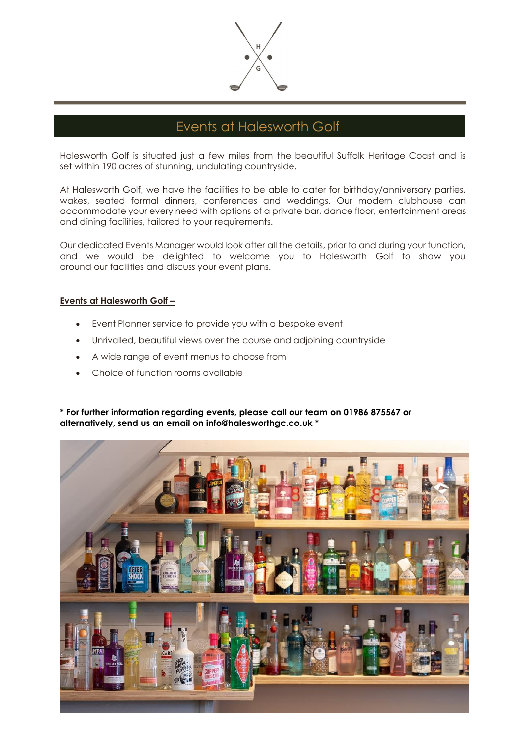# Events at Halesworth Golf

Halesworth Golf is situated just a few miles from the beautiful Suffolk Heritage Coast and is set within 190 acres of stunning, undulating countryside.

At Halesworth Golf, we have the facilities to be able to cater for birthday/anniversary parties, wakes, seated formal dinners, conferences and weddings. Our modern clubhouse can accommodate your every need with options of a private bar, dance floor, entertainment areas and dining facilities, tailored to your requirements.

Our dedicated Events Manager would look after all the details, prior to and during your function, and we would be delighted to welcome you to Halesworth Golf to show you around our facilities and discuss your event plans.

**Events at Halesworth Golf –**

- Event Planner service to provide you with a bespoke event
- Unrivalled, beautiful views over the course and adjoining countryside
- A wide range of event menus to choose from
- Choice of function rooms available

**\* For further information regarding events, please call our team on 01986 875567 or alternatively, send us an email on info@halesworthgc.co.uk \***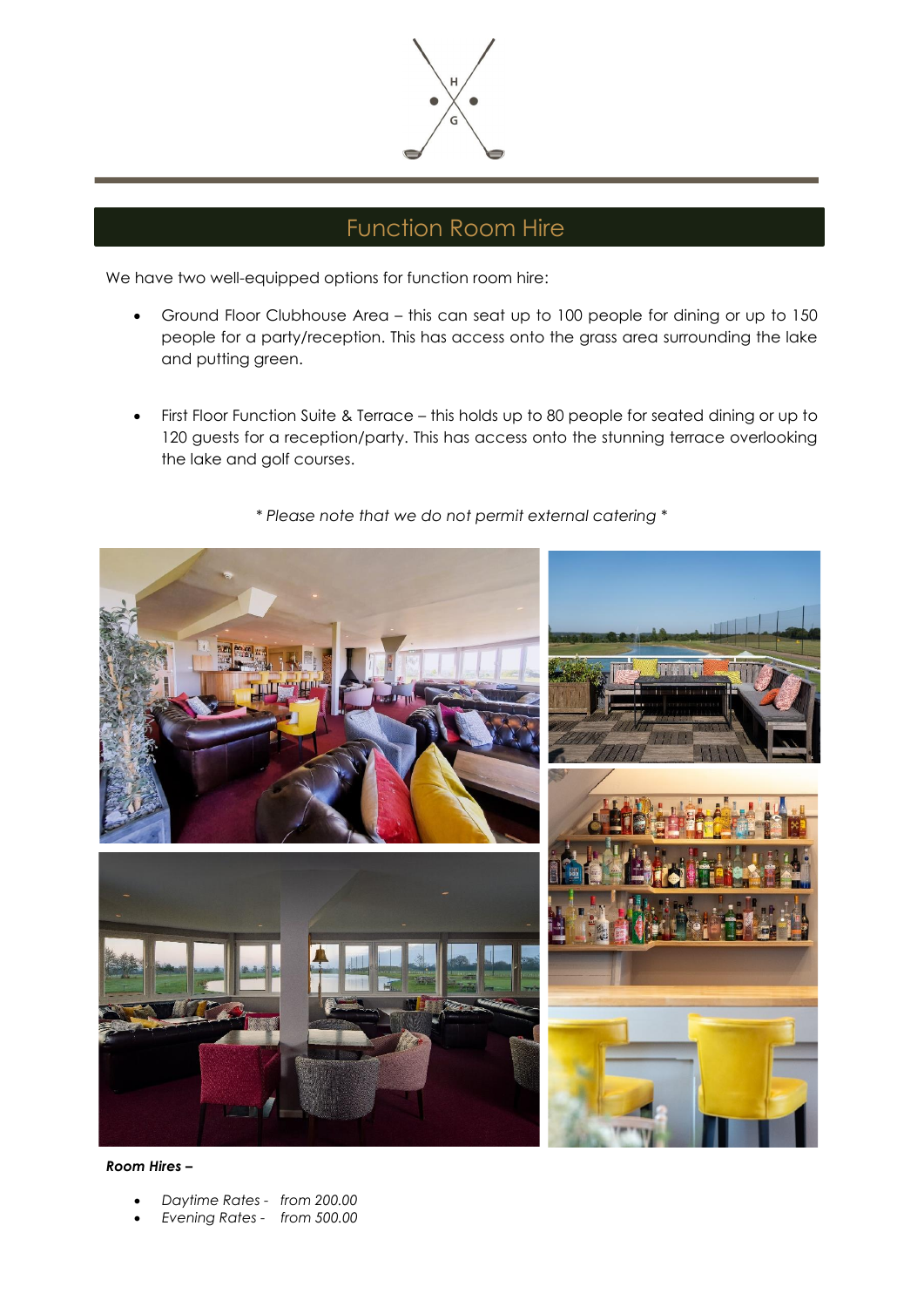# Function Room Hire

We have two well-equipped options for function room hire:

- Ground Floor Clubhouse Area – this can seat up to 100 people for dining or up to 150 people for a party/reception. This has access onto the grass area surrounding the lake and putting green.

- First Floor Function Suite & Terrace – this holds up to 80 people for seated dining or up to 120 guests for a reception/party. This has access onto the stunning terrace overlooking the lake and golf courses.

*\* Please note that we do not permit external catering \**

***Room Hires –***

- *Daytime Rates - from 200.00*
- *Evening Rates - from 500.00*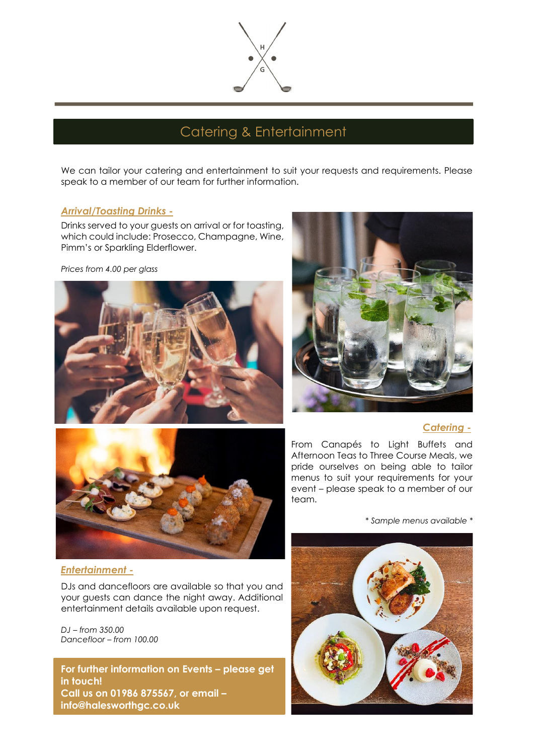# Catering & Entertainment

We can tailor your catering and entertainment to suit your requests and requirements. Please speak to a member of our team for further information.

## *Arrival/Toasting Drinks -*

Drinks served to your guests on arrival or for toasting, which could include: Prosecco, Champagne, Wine, Pimm's or Sparkling Elderflower.

*Prices from 4.00 per glass*

## *Catering -*

From Canapés to Light Buffets and Afternoon Teas to Three Course Meals, we pride ourselves on being able to tailor menus to suit your requirements for your event – please speak to a member of our team.

*\* Sample menus available \**

## *Entertainment -*

DJs and dancefloors are available so that you and your guests can dance the night away. Additional entertainment details available upon request.

*DJ – from 350.00*
*Dancefloor – from 100.00*

**For further information on Events – please get in touch!**
**Call us on 01986 875567, or email – info@halesworthgc.co.uk**